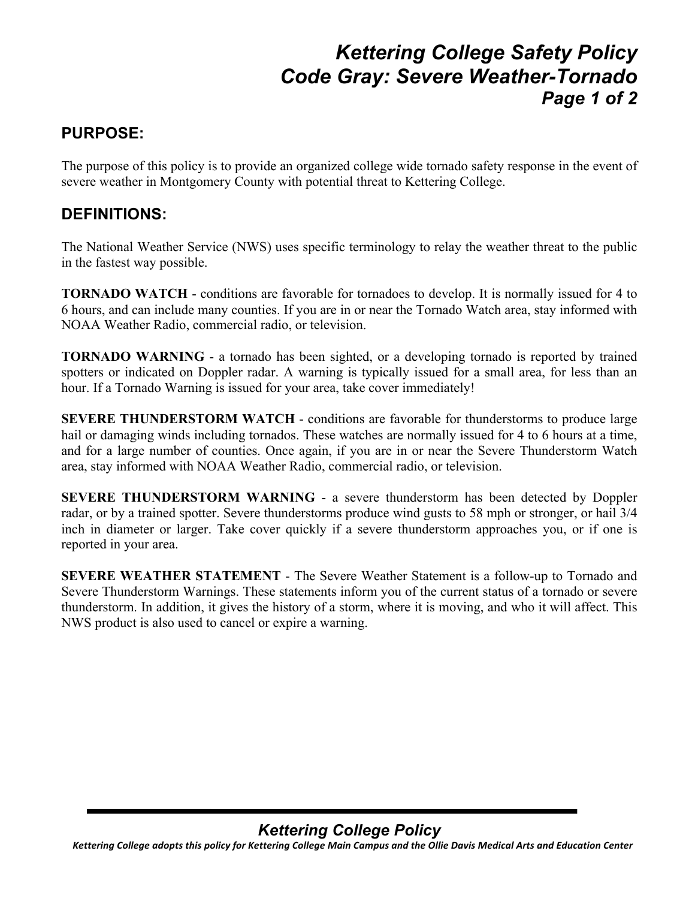# Kettering College Safety Policy
# Code Gray: Severe Weather-Tornado

## PURPOSE:

The purpose of this policy is to provide an organized college wide tornado safety response in the event of severe weather in Montgomery County with potential threat to Kettering College.

## DEFINITIONS:

The National Weather Service (NWS) uses specific terminology to relay the weather threat to the public in the fastest way possible.

**TORNADO WATCH** - conditions are favorable for tornadoes to develop. It is normally issued for 4 to 6 hours, and can include many counties. If you are in or near the Tornado Watch area, stay informed with NOAA Weather Radio, commercial radio, or television.

**TORNADO WARNING** - a tornado has been sighted, or a developing tornado is reported by trained spotters or indicated on Doppler radar. A warning is typically issued for a small area, for less than an hour. If a Tornado Warning is issued for your area, take cover immediately!

**SEVERE THUNDERSTORM WATCH** - conditions are favorable for thunderstorms to produce large hail or damaging winds including tornados. These watches are normally issued for 4 to 6 hours at a time, and for a large number of counties. Once again, if you are in or near the Severe Thunderstorm Watch area, stay informed with NOAA Weather Radio, commercial radio, or television.

**SEVERE THUNDERSTORM WARNING** - a severe thunderstorm has been detected by Doppler radar, or by a trained spotter. Severe thunderstorms produce wind gusts to 58 mph or stronger, or hail 3/4 inch in diameter or larger. Take cover quickly if a severe thunderstorm approaches you, or if one is reported in your area.

**SEVERE WEATHER STATEMENT** - The Severe Weather Statement is a follow-up to Tornado and Severe Thunderstorm Warnings. These statements inform you of the current status of a tornado or severe thunderstorm. In addition, it gives the history of a storm, where it is moving, and who it will affect. This NWS product is also used to cancel or expire a warning.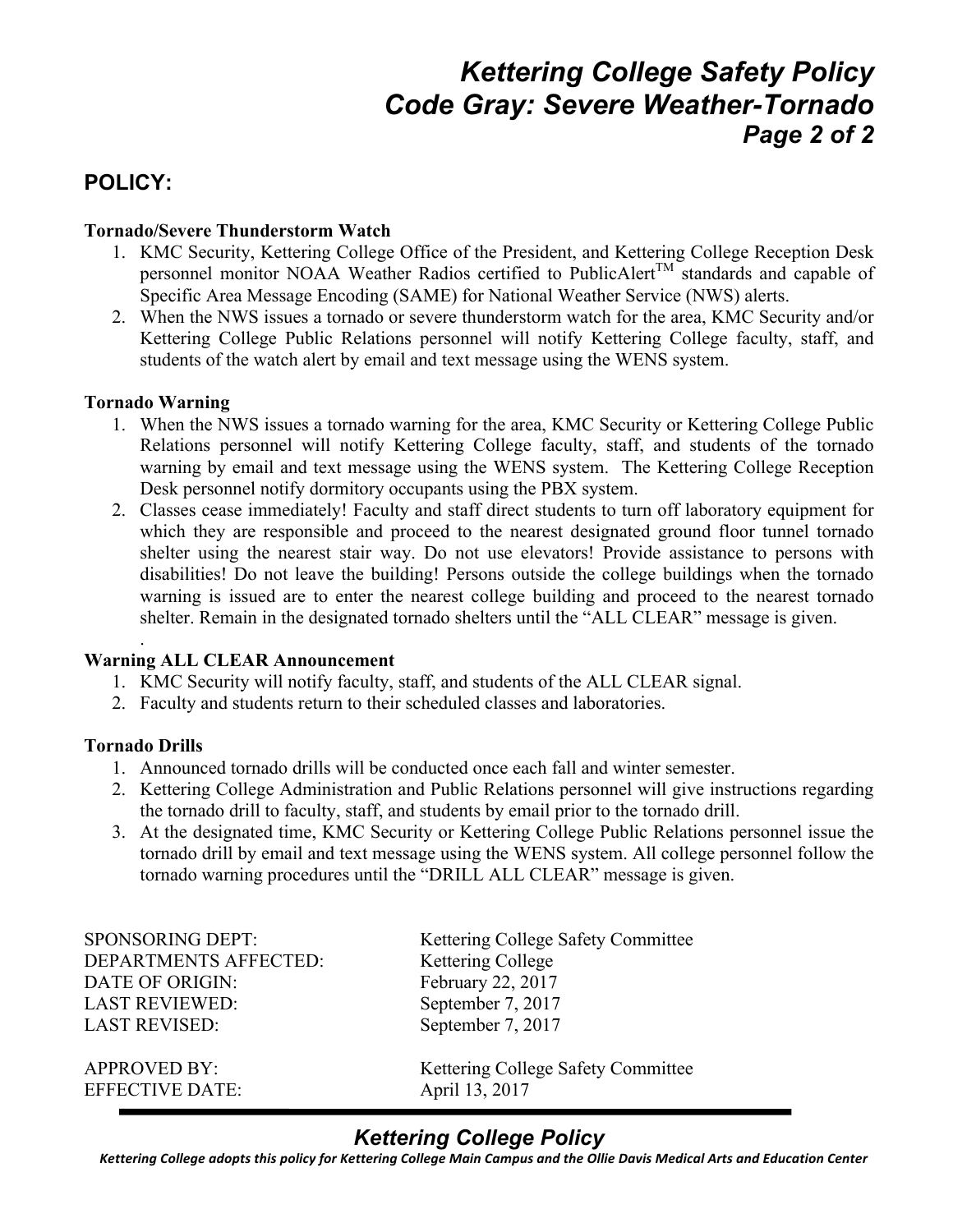## POLICY:

**Tornado/Severe Thunderstorm Watch**

1. KMC Security, Kettering College Office of the President, and Kettering College Reception Desk personnel monitor NOAA Weather Radios certified to PublicAlert[TM] standards and capable of Specific Area Message Encoding (SAME) for National Weather Service (NWS) alerts.
2. When the NWS issues a tornado or severe thunderstorm watch for the area, KMC Security and/or Kettering College Public Relations personnel will notify Kettering College faculty, staff, and students of the watch alert by email and text message using the WENS system.

**Tornado Warning**

1. When the NWS issues a tornado warning for the area, KMC Security or Kettering College Public Relations personnel will notify Kettering College faculty, staff, and students of the tornado warning by email and text message using the WENS system. The Kettering College Reception Desk personnel notify dormitory occupants using the PBX system.
2. Classes cease immediately! Faculty and staff direct students to turn off laboratory equipment for which they are responsible and proceed to the nearest designated ground floor tunnel tornado shelter using the nearest stair way. Do not use elevators! Provide assistance to persons with disabilities! Do not leave the building! Persons outside the college buildings when the tornado warning is issued are to enter the nearest college building and proceed to the nearest tornado shelter. Remain in the designated tornado shelters until the "ALL CLEAR" message is given.

.

**Warning ALL CLEAR Announcement**

1. KMC Security will notify faculty, staff, and students of the ALL CLEAR signal.
2. Faculty and students return to their scheduled classes and laboratories.

**Tornado Drills**

1. Announced tornado drills will be conducted once each fall and winter semester.
2. Kettering College Administration and Public Relations personnel will give instructions regarding the tornado drill to faculty, staff, and students by email prior to the tornado drill.
3. At the designated time, KMC Security or Kettering College Public Relations personnel issue the tornado drill by email and text message using the WENS system. All college personnel follow the tornado warning procedures until the "DRILL ALL CLEAR" message is given.

| | |
|---|---|
| SPONSORING DEPT: | Kettering College Safety Committee |
| DEPARTMENTS AFFECTED: | Kettering College |
| DATE OF ORIGIN: | February 22, 2017 |
| LAST REVIEWED: | September 7, 2017 |
| LAST REVISED: | September 7, 2017 |
| APPROVED BY: | Kettering College Safety Committee |
| EFFECTIVE DATE: | April 13, 2017 |

***Kettering College Policy***

*Kettering College adopts this policy for Kettering College Main Campus and the Ollie Davis Medical Arts and Education Center*